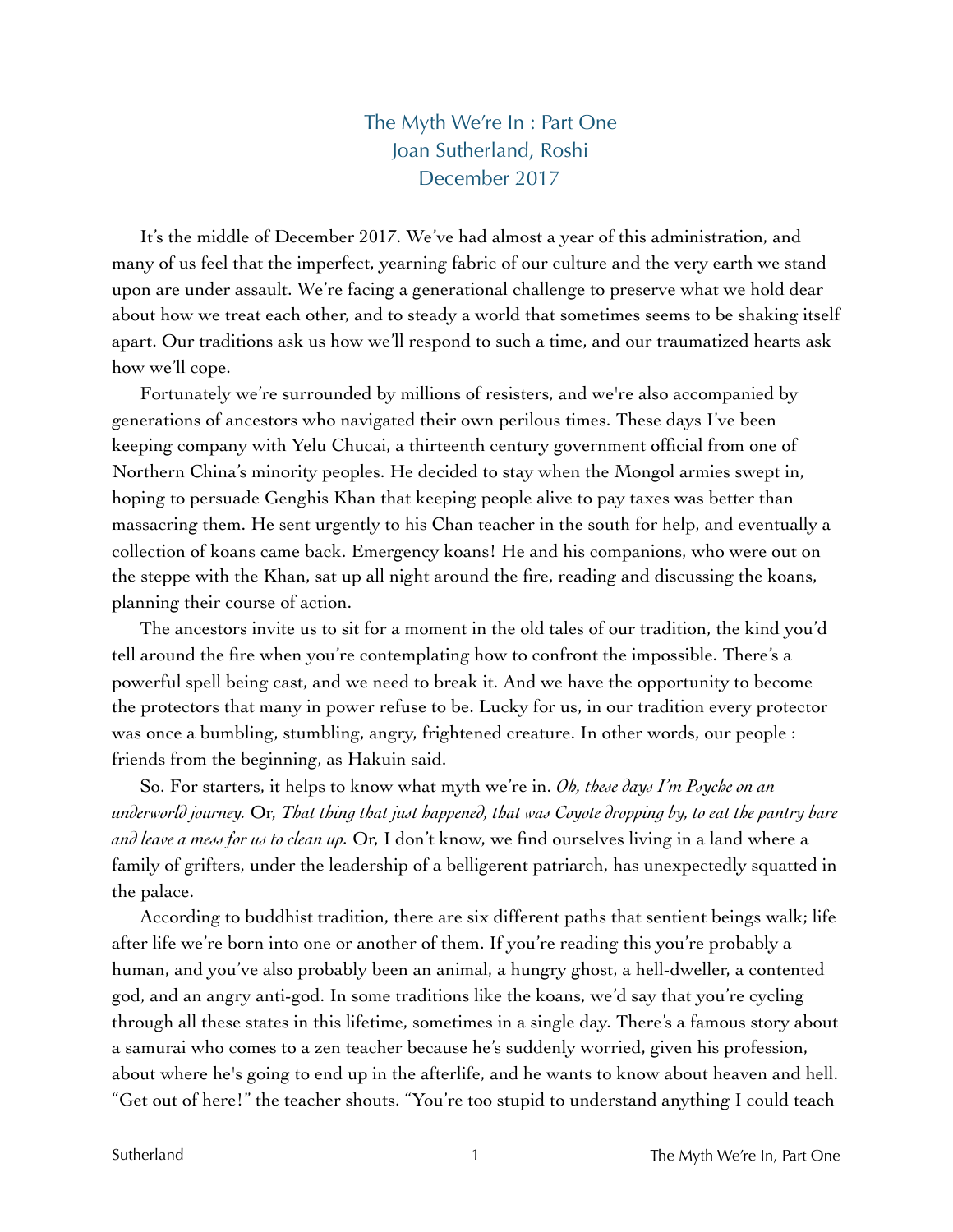# The Myth We're In : Part One
## Joan Sutherland, Roshi
## December 2017

It's the middle of December 2017. We've had almost a year of this administration, and many of us feel that the imperfect, yearning fabric of our culture and the very earth we stand upon are under assault. We're facing a generational challenge to preserve what we hold dear about how we treat each other, and to steady a world that sometimes seems to be shaking itself apart. Our traditions ask us how we'll respond to such a time, and our traumatized hearts ask how we'll cope.

Fortunately we're surrounded by millions of resisters, and we're also accompanied by generations of ancestors who navigated their own perilous times. These days I've been keeping company with Yelu Chucai, a thirteenth century government official from one of Northern China's minority peoples. He decided to stay when the Mongol armies swept in, hoping to persuade Genghis Khan that keeping people alive to pay taxes was better than massacring them. He sent urgently to his Chan teacher in the south for help, and eventually a collection of koans came back. Emergency koans! He and his companions, who were out on the steppe with the Khan, sat up all night around the fire, reading and discussing the koans, planning their course of action.

The ancestors invite us to sit for a moment in the old tales of our tradition, the kind you'd tell around the fire when you're contemplating how to confront the impossible. There's a powerful spell being cast, and we need to break it. And we have the opportunity to become the protectors that many in power refuse to be. Lucky for us, in our tradition every protector was once a bumbling, stumbling, angry, frightened creature. In other words, our people : friends from the beginning, as Hakuin said.

So. For starters, it helps to know what myth we're in. *Oh, these days I'm Psyche on an underworld journey.* Or, *That thing that just happened, that was Coyote dropping by, to eat the pantry bare and leave a mess for us to clean up.* Or, I don't know, we find ourselves living in a land where a family of grifters, under the leadership of a belligerent patriarch, has unexpectedly squatted in the palace.

According to buddhist tradition, there are six different paths that sentient beings walk; life after life we're born into one or another of them. If you're reading this you're probably a human, and you've also probably been an animal, a hungry ghost, a hell-dweller, a contented god, and an angry anti-god. In some traditions like the koans, we'd say that you're cycling through all these states in this lifetime, sometimes in a single day. There's a famous story about a samurai who comes to a zen teacher because he's suddenly worried, given his profession, about where he's going to end up in the afterlife, and he wants to know about heaven and hell. "Get out of here!" the teacher shouts. "You're too stupid to understand anything I could teach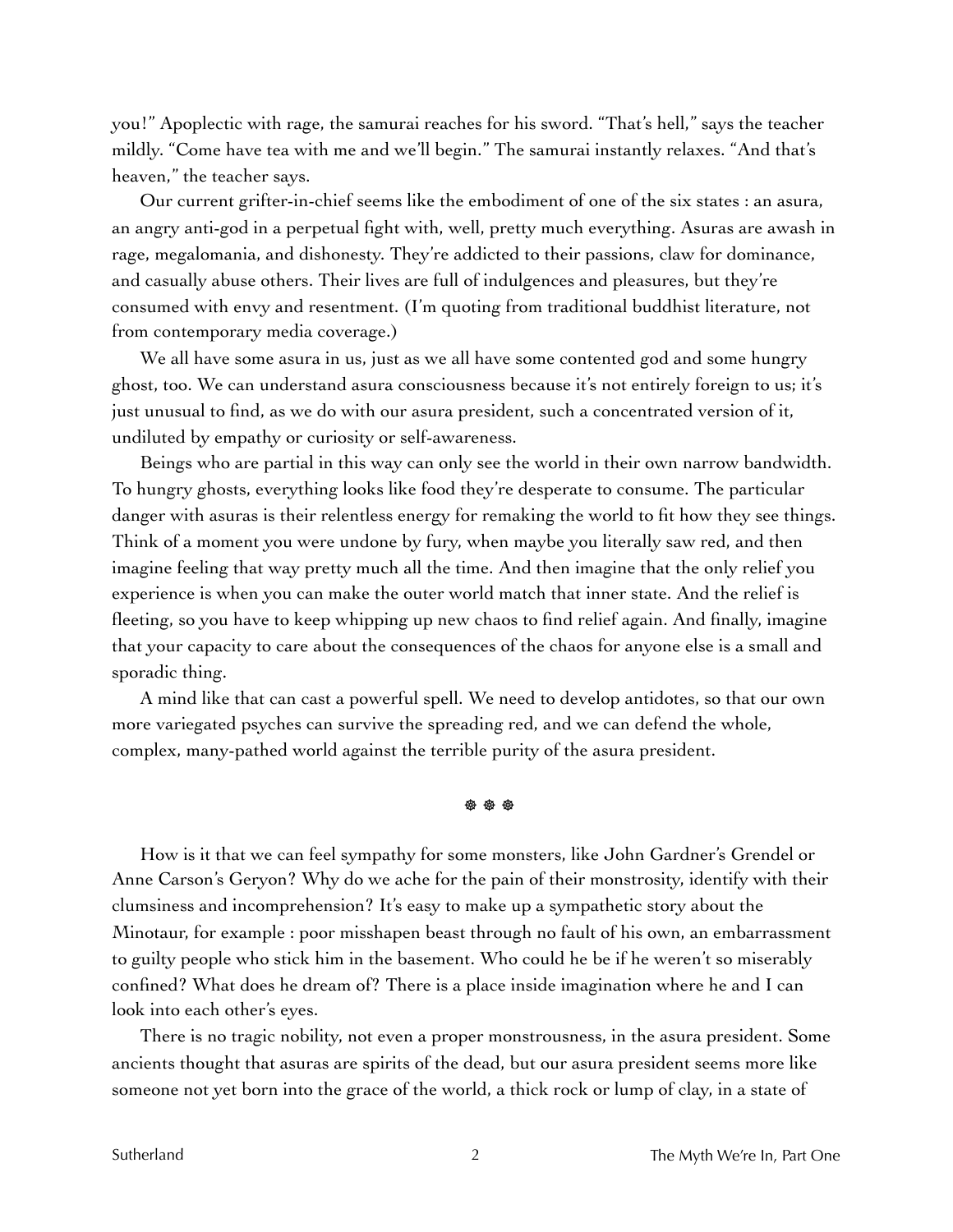you!" Apoplectic with rage, the samurai reaches for his sword. "That's hell," says the teacher mildly. "Come have tea with me and we'll begin." The samurai instantly relaxes. "And that's heaven," the teacher says.

Our current grifter-in-chief seems like the embodiment of one of the six states : an asura, an angry anti-god in a perpetual fight with, well, pretty much everything. Asuras are awash in rage, megalomania, and dishonesty. They're addicted to their passions, claw for dominance, and casually abuse others. Their lives are full of indulgences and pleasures, but they're consumed with envy and resentment. (I'm quoting from traditional buddhist literature, not from contemporary media coverage.)

We all have some asura in us, just as we all have some contented god and some hungry ghost, too. We can understand asura consciousness because it's not entirely foreign to us; it's just unusual to find, as we do with our asura president, such a concentrated version of it, undiluted by empathy or curiosity or self-awareness.

Beings who are partial in this way can only see the world in their own narrow bandwidth. To hungry ghosts, everything looks like food they're desperate to consume. The particular danger with asuras is their relentless energy for remaking the world to fit how they see things. Think of a moment you were undone by fury, when maybe you literally saw red, and then imagine feeling that way pretty much all the time. And then imagine that the only relief you experience is when you can make the outer world match that inner state. And the relief is fleeting, so you have to keep whipping up new chaos to find relief again. And finally, imagine that your capacity to care about the consequences of the chaos for anyone else is a small and sporadic thing.

A mind like that can cast a powerful spell. We need to develop antidotes, so that our own more variegated psyches can survive the spreading red, and we can defend the whole, complex, many-pathed world against the terrible purity of the asura president.

☸ ☸ ☸

How is it that we can feel sympathy for some monsters, like John Gardner's Grendel or Anne Carson's Geryon? Why do we ache for the pain of their monstrosity, identify with their clumsiness and incomprehension? It's easy to make up a sympathetic story about the Minotaur, for example : poor misshapen beast through no fault of his own, an embarrassment to guilty people who stick him in the basement. Who could he be if he weren't so miserably confined? What does he dream of? There is a place inside imagination where he and I can look into each other's eyes.

There is no tragic nobility, not even a proper monstrousness, in the asura president. Some ancients thought that asuras are spirits of the dead, but our asura president seems more like someone not yet born into the grace of the world, a thick rock or lump of clay, in a state of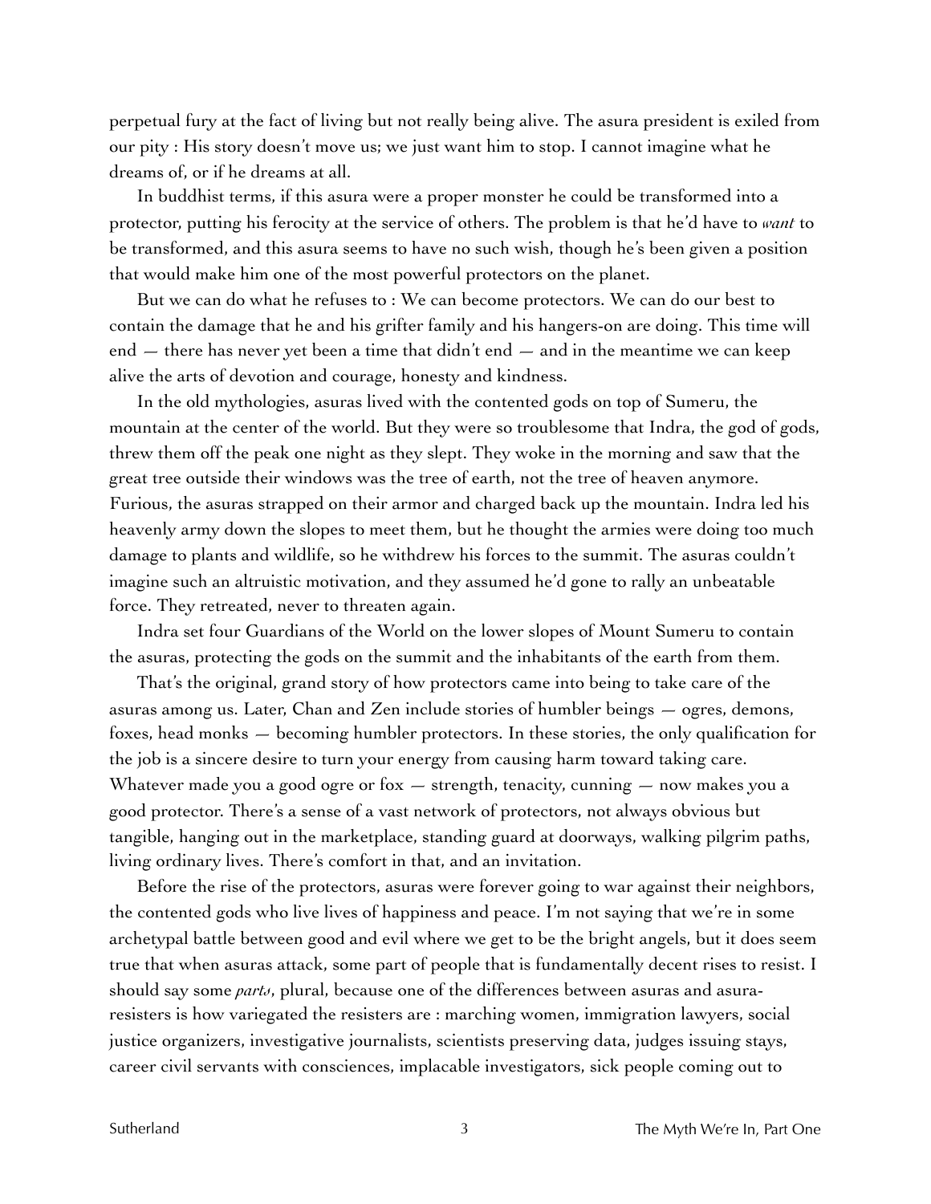perpetual fury at the fact of living but not really being alive. The asura president is exiled from our pity : His story doesn't move us; we just want him to stop. I cannot imagine what he dreams of, or if he dreams at all.

In buddhist terms, if this asura were a proper monster he could be transformed into a protector, putting his ferocity at the service of others. The problem is that he'd have to *want* to be transformed, and this asura seems to have no such wish, though he's been given a position that would make him one of the most powerful protectors on the planet.

But we can do what he refuses to : We can become protectors. We can do our best to contain the damage that he and his grifter family and his hangers-on are doing. This time will end — there has never yet been a time that didn't end — and in the meantime we can keep alive the arts of devotion and courage, honesty and kindness.

In the old mythologies, asuras lived with the contented gods on top of Sumeru, the mountain at the center of the world. But they were so troublesome that Indra, the god of gods, threw them off the peak one night as they slept. They woke in the morning and saw that the great tree outside their windows was the tree of earth, not the tree of heaven anymore. Furious, the asuras strapped on their armor and charged back up the mountain. Indra led his heavenly army down the slopes to meet them, but he thought the armies were doing too much damage to plants and wildlife, so he withdrew his forces to the summit. The asuras couldn't imagine such an altruistic motivation, and they assumed he'd gone to rally an unbeatable force. They retreated, never to threaten again.

Indra set four Guardians of the World on the lower slopes of Mount Sumeru to contain the asuras, protecting the gods on the summit and the inhabitants of the earth from them.

That's the original, grand story of how protectors came into being to take care of the asuras among us. Later, Chan and Zen include stories of humbler beings — ogres, demons, foxes, head monks — becoming humbler protectors. In these stories, the only qualification for the job is a sincere desire to turn your energy from causing harm toward taking care. Whatever made you a good ogre or fox — strength, tenacity, cunning — now makes you a good protector. There's a sense of a vast network of protectors, not always obvious but tangible, hanging out in the marketplace, standing guard at doorways, walking pilgrim paths, living ordinary lives. There's comfort in that, and an invitation.

Before the rise of the protectors, asuras were forever going to war against their neighbors, the contented gods who live lives of happiness and peace. I'm not saying that we're in some archetypal battle between good and evil where we get to be the bright angels, but it does seem true that when asuras attack, some part of people that is fundamentally decent rises to resist. I should say some *parts*, plural, because one of the differences between asuras and asura-resisters is how variegated the resisters are : marching women, immigration lawyers, social justice organizers, investigative journalists, scientists preserving data, judges issuing stays, career civil servants with consciences, implacable investigators, sick people coming out to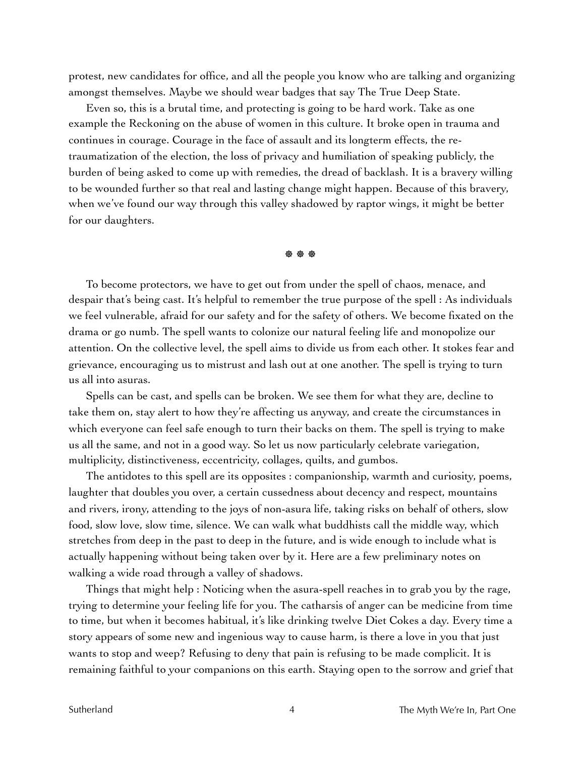protest, new candidates for office, and all the people you know who are talking and organizing amongst themselves. Maybe we should wear badges that say The True Deep State.

Even so, this is a brutal time, and protecting is going to be hard work. Take as one example the Reckoning on the abuse of women in this culture. It broke open in trauma and continues in courage. Courage in the face of assault and its longterm effects, the re-traumatization of the election, the loss of privacy and humiliation of speaking publicly, the burden of being asked to come up with remedies, the dread of backlash. It is a bravery willing to be wounded further so that real and lasting change might happen. Because of this bravery, when we've found our way through this valley shadowed by raptor wings, it might be better for our daughters.

☸ ☸ ☸

To become protectors, we have to get out from under the spell of chaos, menace, and despair that's being cast. It's helpful to remember the true purpose of the spell : As individuals we feel vulnerable, afraid for our safety and for the safety of others. We become fixated on the drama or go numb. The spell wants to colonize our natural feeling life and monopolize our attention. On the collective level, the spell aims to divide us from each other. It stokes fear and grievance, encouraging us to mistrust and lash out at one another. The spell is trying to turn us all into asuras.

Spells can be cast, and spells can be broken. We see them for what they are, decline to take them on, stay alert to how they're affecting us anyway, and create the circumstances in which everyone can feel safe enough to turn their backs on them. The spell is trying to make us all the same, and not in a good way. So let us now particularly celebrate variegation, multiplicity, distinctiveness, eccentricity, collages, quilts, and gumbos.

The antidotes to this spell are its opposites : companionship, warmth and curiosity, poems, laughter that doubles you over, a certain cussedness about decency and respect, mountains and rivers, irony, attending to the joys of non-asura life, taking risks on behalf of others, slow food, slow love, slow time, silence. We can walk what buddhists call the middle way, which stretches from deep in the past to deep in the future, and is wide enough to include what is actually happening without being taken over by it. Here are a few preliminary notes on walking a wide road through a valley of shadows.

Things that might help : Noticing when the asura-spell reaches in to grab you by the rage, trying to determine your feeling life for you. The catharsis of anger can be medicine from time to time, but when it becomes habitual, it's like drinking twelve Diet Cokes a day. Every time a story appears of some new and ingenious way to cause harm, is there a love in you that just wants to stop and weep? Refusing to deny that pain is refusing to be made complicit. It is remaining faithful to your companions on this earth. Staying open to the sorrow and grief that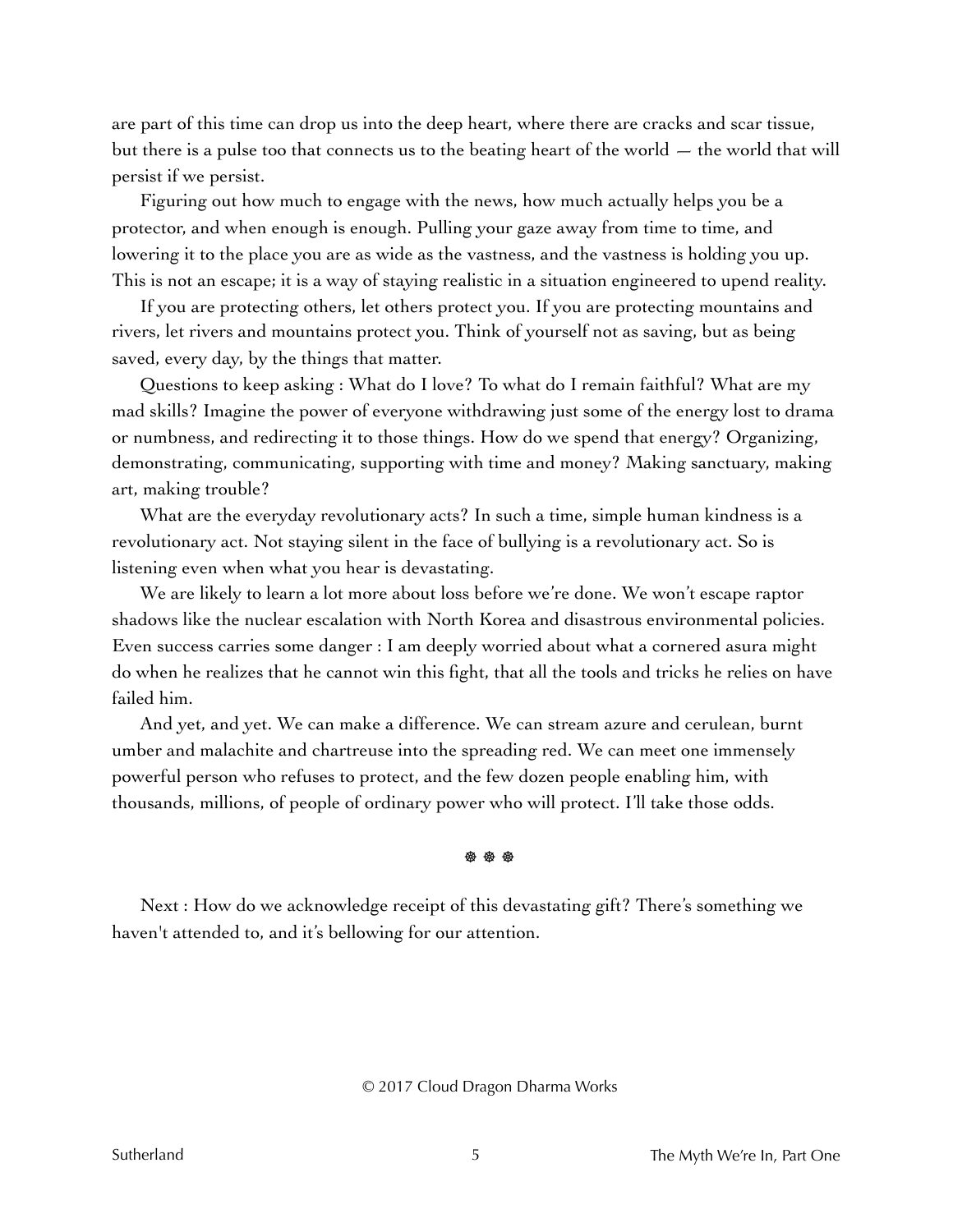are part of this time can drop us into the deep heart, where there are cracks and scar tissue, but there is a pulse too that connects us to the beating heart of the world — the world that will persist if we persist.

Figuring out how much to engage with the news, how much actually helps you be a protector, and when enough is enough. Pulling your gaze away from time to time, and lowering it to the place you are as wide as the vastness, and the vastness is holding you up. This is not an escape; it is a way of staying realistic in a situation engineered to upend reality.

If you are protecting others, let others protect you. If you are protecting mountains and rivers, let rivers and mountains protect you. Think of yourself not as saving, but as being saved, every day, by the things that matter.

Questions to keep asking : What do I love? To what do I remain faithful? What are my mad skills? Imagine the power of everyone withdrawing just some of the energy lost to drama or numbness, and redirecting it to those things. How do we spend that energy? Organizing, demonstrating, communicating, supporting with time and money? Making sanctuary, making art, making trouble?

What are the everyday revolutionary acts? In such a time, simple human kindness is a revolutionary act. Not staying silent in the face of bullying is a revolutionary act. So is listening even when what you hear is devastating.

We are likely to learn a lot more about loss before we're done. We won't escape raptor shadows like the nuclear escalation with North Korea and disastrous environmental policies. Even success carries some danger : I am deeply worried about what a cornered asura might do when he realizes that he cannot win this fight, that all the tools and tricks he relies on have failed him.

And yet, and yet. We can make a difference. We can stream azure and cerulean, burnt umber and malachite and chartreuse into the spreading red. We can meet one immensely powerful person who refuses to protect, and the few dozen people enabling him, with thousands, millions, of people of ordinary power who will protect. I'll take those odds.

☸ ☸ ☸

Next : How do we acknowledge receipt of this devastating gift? There's something we haven't attended to, and it's bellowing for our attention.

© 2017 Cloud Dragon Dharma Works